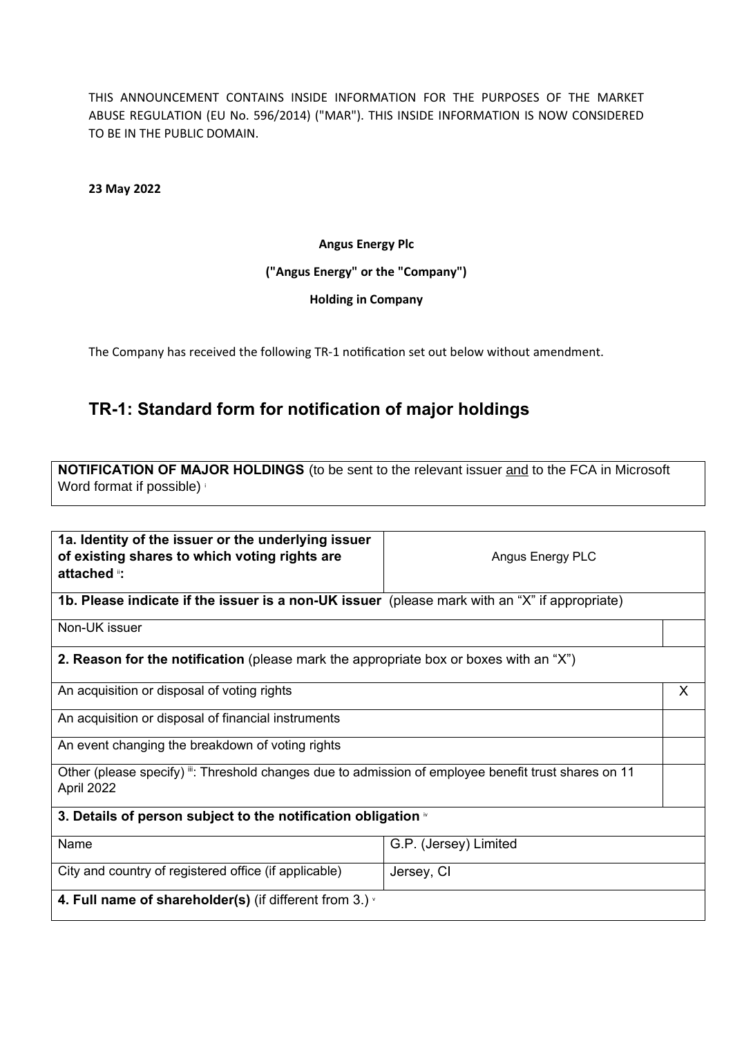THIS ANNOUNCEMENT CONTAINS INSIDE INFORMATION FOR THE PURPOSES OF THE MARKET ABUSE REGULATION (EU No. 596/2014) ("MAR"). THIS INSIDE INFORMATION IS NOW CONSIDERED TO BE IN THE PUBLIC DOMAIN.

**23 May 2022**

**Angus Energy Plc**

**("Angus Energy" or the "Company")**

**Holding in Company**

The Company has received the following TR-1 notification set out below without amendment.

## TR-1: Standard form for notification of major holdings

| **NOTIFICATION OF MAJOR HOLDINGS** (to be sent to the relevant issuer <u>and</u> to the FCA in Microsoft Word format if possible) [i] |
|---|

| **1a. Identity of the issuer or the underlying issuer of existing shares to which voting rights are attached** [ii]**:** | Angus Energy PLC | |
|---|---|---|
| **1b. Please indicate if the issuer is a non-UK issuer** (please mark with an "X" if appropriate) | | |
| Non-UK issuer | | |
| **2. Reason for the notification** (please mark the appropriate box or boxes with an "X") | | |
| An acquisition or disposal of voting rights | | X |
| An acquisition or disposal of financial instruments | | |
| An event changing the breakdown of voting rights | | |
| Other (please specify) [iii]: Threshold changes due to admission of employee benefit trust shares on 11 April 2022 | | |
| **3. Details of person subject to the notification obligation** [iv] | | |
| Name | G.P. (Jersey) Limited | |
| City and country of registered office (if applicable) | Jersey, CI | |
| **4. Full name of shareholder(s)** (if different from 3.) [v] | | |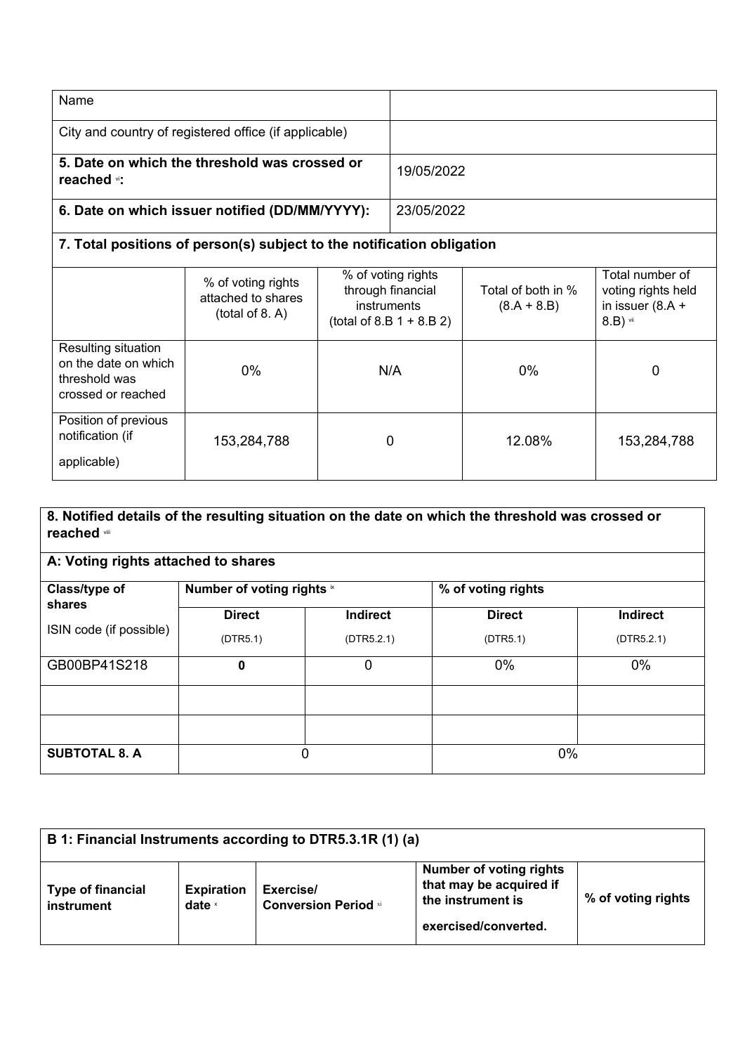| Name | |
|---|---|
| City and country of registered office (if applicable) | |
| **5. Date on which the threshold was crossed or reached** [vi]**:** | 19/05/2022 |
| **6. Date on which issuer notified (DD/MM/YYYY):** | 23/05/2022 |

**7. Total positions of person(s) subject to the notification obligation**

| | % of voting rights attached to shares (total of 8. A) | % of voting rights through financial instruments (total of 8.B 1 + 8.B 2) | Total of both in % (8.A + 8.B) | Total number of voting rights held in issuer (8.A + 8.B) [vii] |
|---|---|---|---|---|
| Resulting situation on the date on which threshold was crossed or reached | 0% | N/A | 0% | 0 |
| Position of previous notification (if applicable) | 153,284,788 | 0 | 12.08% | 153,284,788 |

**8. Notified details of the resulting situation on the date on which the threshold was crossed or reached** [viii]

**A: Voting rights attached to shares**

| Class/type of shares | Number of voting rights [ix] | | % of voting rights | |
|---|---|---|---|---|
| ISIN code (if possible) | **Direct** (DTR5.1) | **Indirect** (DTR5.2.1) | **Direct** (DTR5.1) | **Indirect** (DTR5.2.1) |
| GB00BP41S218 | **0** | 0 | 0% | 0% |
| | | | | |
| | | | | |
| **SUBTOTAL 8. A** | 0 | | 0% | |

**B 1: Financial Instruments according to DTR5.3.1R (1) (a)**

| **Type of financial instrument** | **Expiration date** [x] | **Exercise/ Conversion Period** [xi] | **Number of voting rights that may be acquired if the instrument is exercised/converted.** | **% of voting rights** |
|---|---|---|---|---|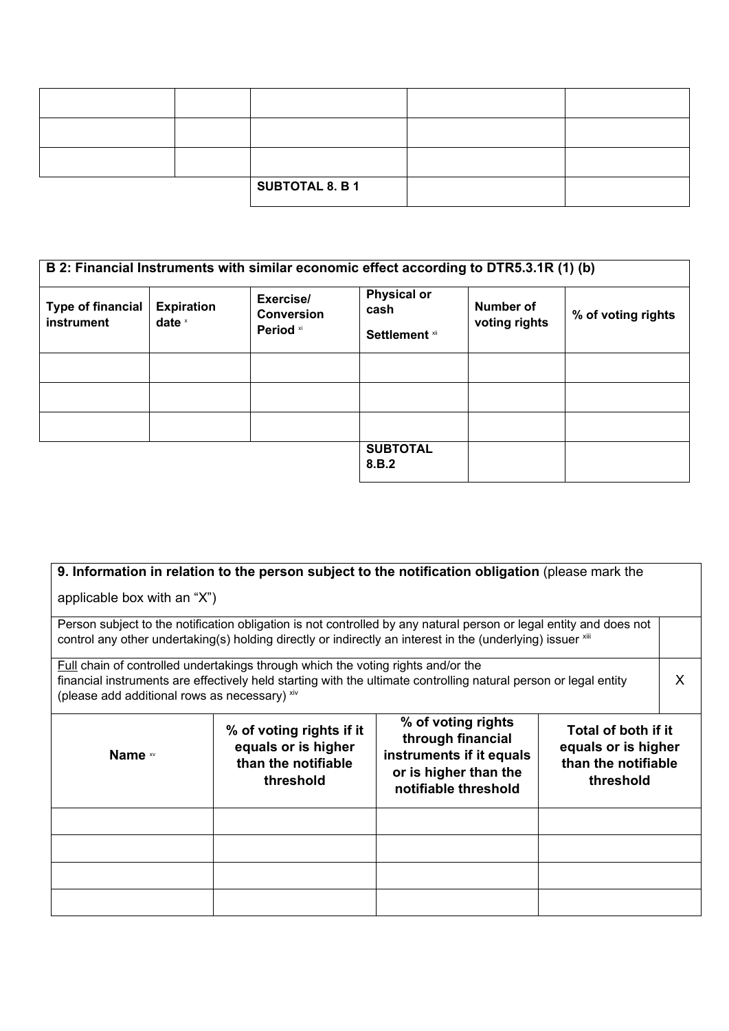| | | | | |
|---|---|---|---|---|
| | | | | |
| | | | | |
| | | | | |
| | | SUBTOTAL 8. B 1 | | |

| B 2: Financial Instruments with similar economic effect according to DTR5.3.1R (1) (b) | | | | | |
|---|---|---|---|---|---|
| **Type of financial instrument** | **Expiration date** [x] | **Exercise/ Conversion Period** [xi] | **Physical or cash Settlement** [xii] | **Number of voting rights** | **% of voting rights** |
| | | | | | |
| | | | | | |
| | | | | | |
| | | | **SUBTOTAL 8.B.2** | | |

| **9. Information in relation to the person subject to the notification obligation** (please mark the applicable box with an "X") | | | | |
|---|---|---|---|---|
| Person subject to the notification obligation is not controlled by any natural person or legal entity and does not control any other undertaking(s) holding directly or indirectly an interest in the (underlying) issuer [xiii] | | | | |
| Full chain of controlled undertakings through which the voting rights and/or the financial instruments are effectively held starting with the ultimate controlling natural person or legal entity (please add additional rows as necessary) [xiv] | | | | X |
| **Name** [xv] | **% of voting rights if it equals or is higher than the notifiable threshold** | **% of voting rights through financial instruments if it equals or is higher than the notifiable threshold** | **Total of both if it equals or is higher than the notifiable threshold** | |
| | | | | |
| | | | | |
| | | | | |
| | | | | |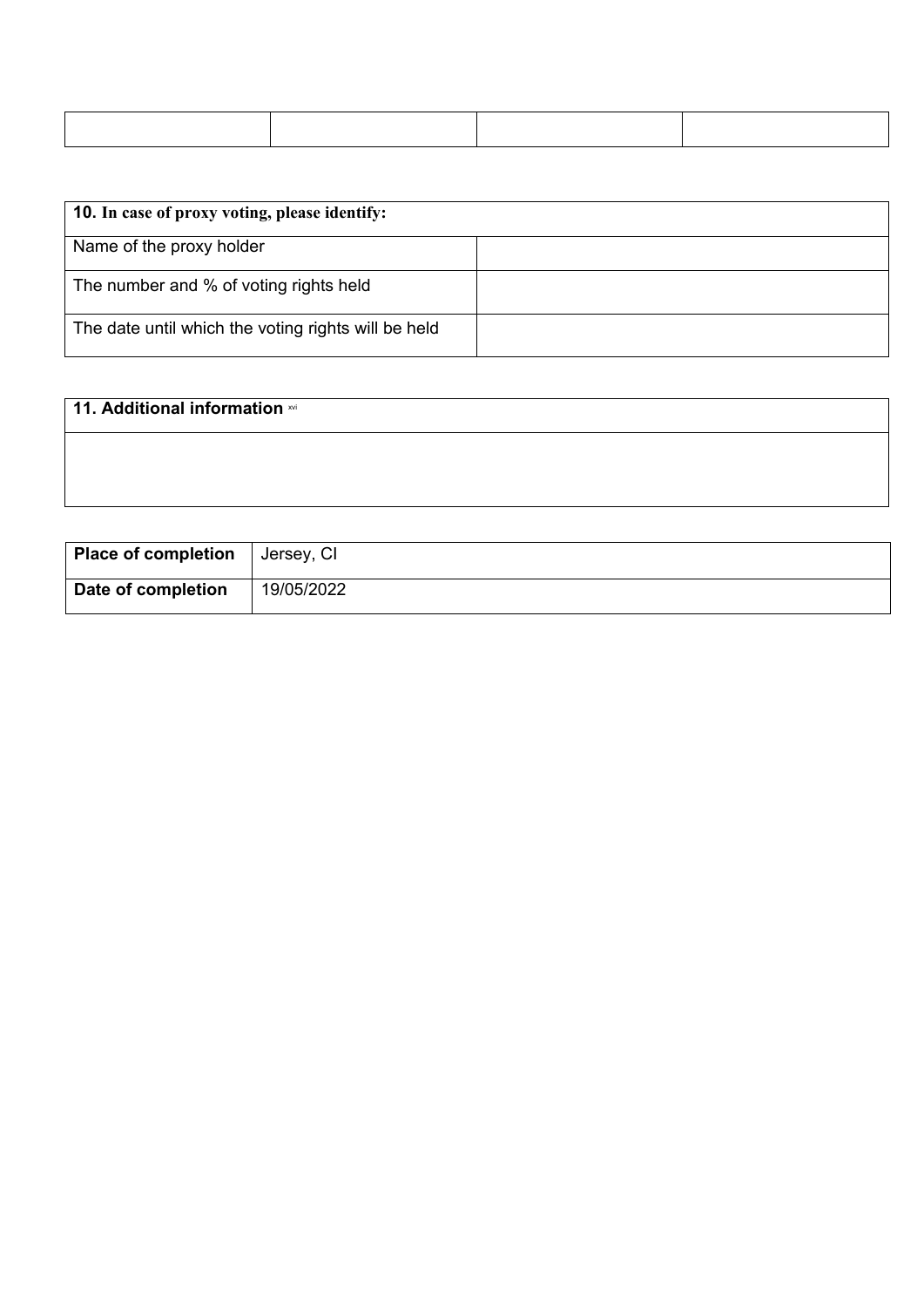| | | | |
|---|---|---|---|
| | | | |

| **10. In case of proxy voting, please identify:** | |
|---|---|
| Name of the proxy holder | |
| The number and % of voting rights held | |
| The date until which the voting rights will be held | |

| **11. Additional information** [xvi] |
|---|
| |

| | |
|---|---|
| **Place of completion** | Jersey, CI |
| **Date of completion** | 19/05/2022 |